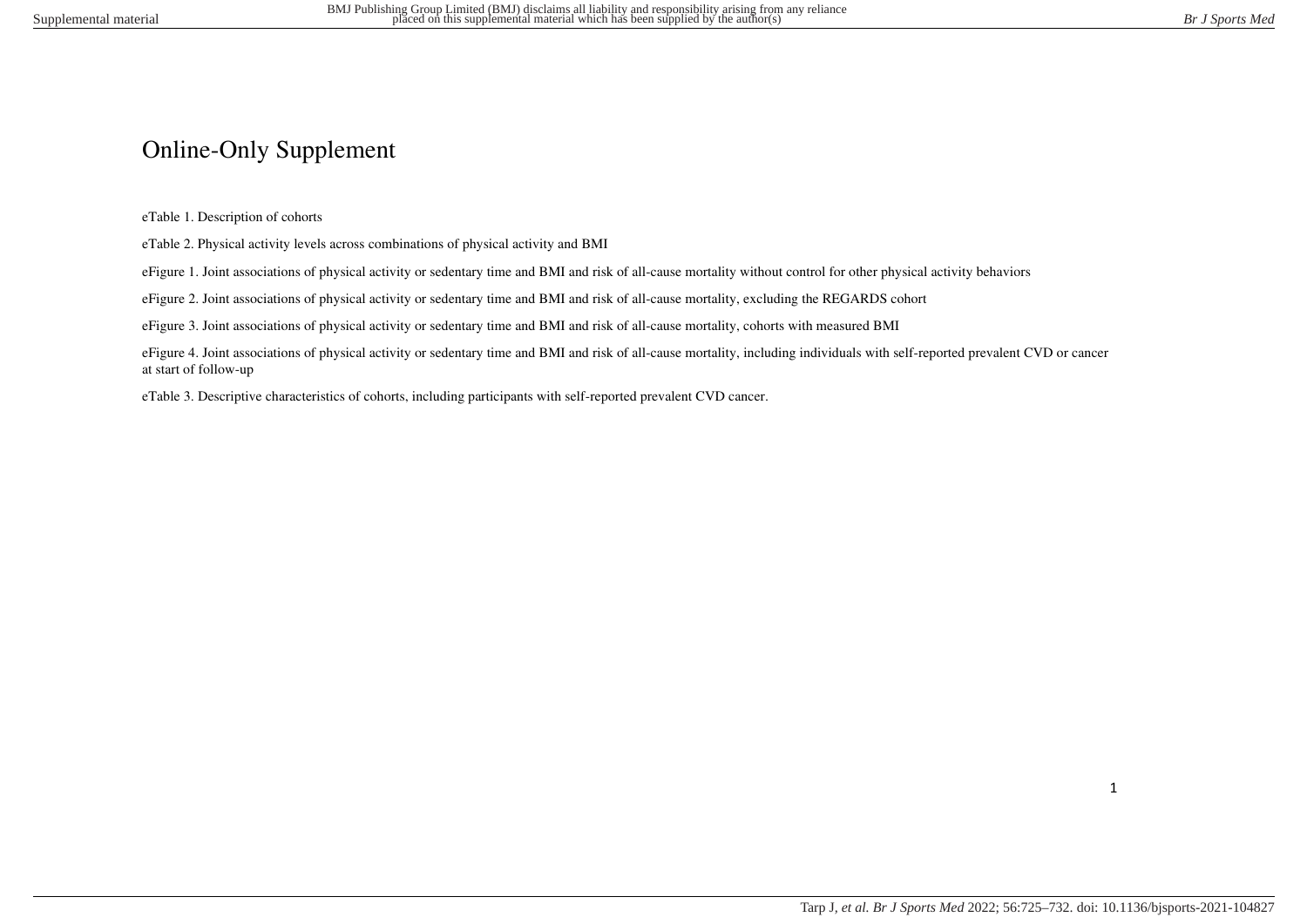# Online-Only Supplement

eTable 1. Description of cohorts

eTable 2. Physical activity levels across combinations of physical activity and BMI

eFigure 1. Joint associations of physical activity or sedentary time and BMI and risk of all-cause mortality without control for other physical activity behaviors

eFigure 2. Joint associations of physical activity or sedentary time and BMI and risk of all-cause mortality, excluding the REGARDS cohort

eFigure 3. Joint associations of physical activity or sedentary time and BMI and risk of all-cause mortality, cohorts with measured BMI

eFigure 4. Joint associations of physical activity or sedentary time and BMI and risk of all-cause mortality, including individuals with self-reported prevalent CVD or cancer at start of follow-up

eTable 3. Descriptive characteristics of cohorts, including participants with self-reported prevalent CVD cancer.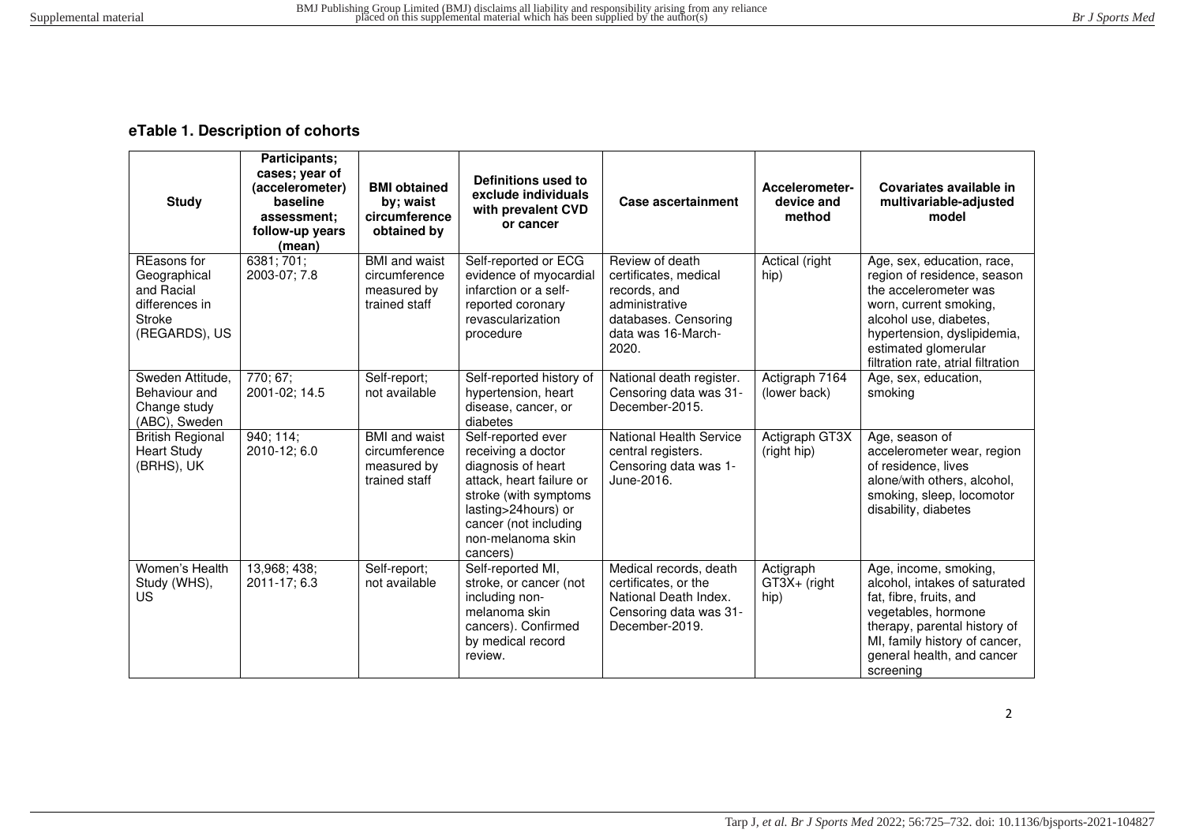**eTable 1. Description of cohorts**

| Study | Participants; cases; year of (accelerometer) baseline assessment; follow-up years (mean) | BMI obtained by; waist circumference obtained by | Definitions used to exclude individuals with prevalent CVD or cancer | Case ascertainment | Accelerometer-device and method | Covariates available in multivariable-adjusted model |
|---|---|---|---|---|---|---|
| REasons for Geographical and Racial differences in Stroke (REGARDS), US | 6381; 701; 2003-07; 7.8 | BMI and waist circumference measured by trained staff | Self-reported or ECG evidence of myocardial infarction or a self-reported coronary revascularization procedure | Review of death certificates, medical records, and administrative databases. Censoring data was 16-March-2020. | Actical (right hip) | Age, sex, education, race, region of residence, season the accelerometer was worn, current smoking, alcohol use, diabetes, hypertension, dyslipidemia, estimated glomerular filtration rate, atrial filtration |
| Sweden Attitude, Behaviour and Change study (ABC), Sweden | 770; 67; 2001-02; 14.5 | Self-report; not available | Self-reported history of hypertension, heart disease, cancer, or diabetes | National death register. Censoring data was 31-December-2015. | Actigraph 7164 (lower back) | Age, sex, education, smoking |
| British Regional Heart Study (BRHS), UK | 940; 114; 2010-12; 6.0 | BMI and waist circumference measured by trained staff | Self-reported ever receiving a doctor diagnosis of heart attack, heart failure or stroke (with symptoms lasting>24hours) or cancer (not including non-melanoma skin cancers) | National Health Service central registers. Censoring data was 1-June-2016. | Actigraph GT3X (right hip) | Age, season of accelerometer wear, region of residence, lives alone/with others, alcohol, smoking, sleep, locomotor disability, diabetes |
| Women's Health Study (WHS), US | 13,968; 438; 2011-17; 6.3 | Self-report; not available | Self-reported MI, stroke, or cancer (not including non-melanoma skin cancers). Confirmed by medical record review. | Medical records, death certificates, or the National Death Index. Censoring data was 31-December-2019. | Actigraph GT3X+ (right hip) | Age, income, smoking, alcohol, intakes of saturated fat, fibre, fruits, and vegetables, hormone therapy, parental history of MI, family history of cancer, general health, and cancer screening |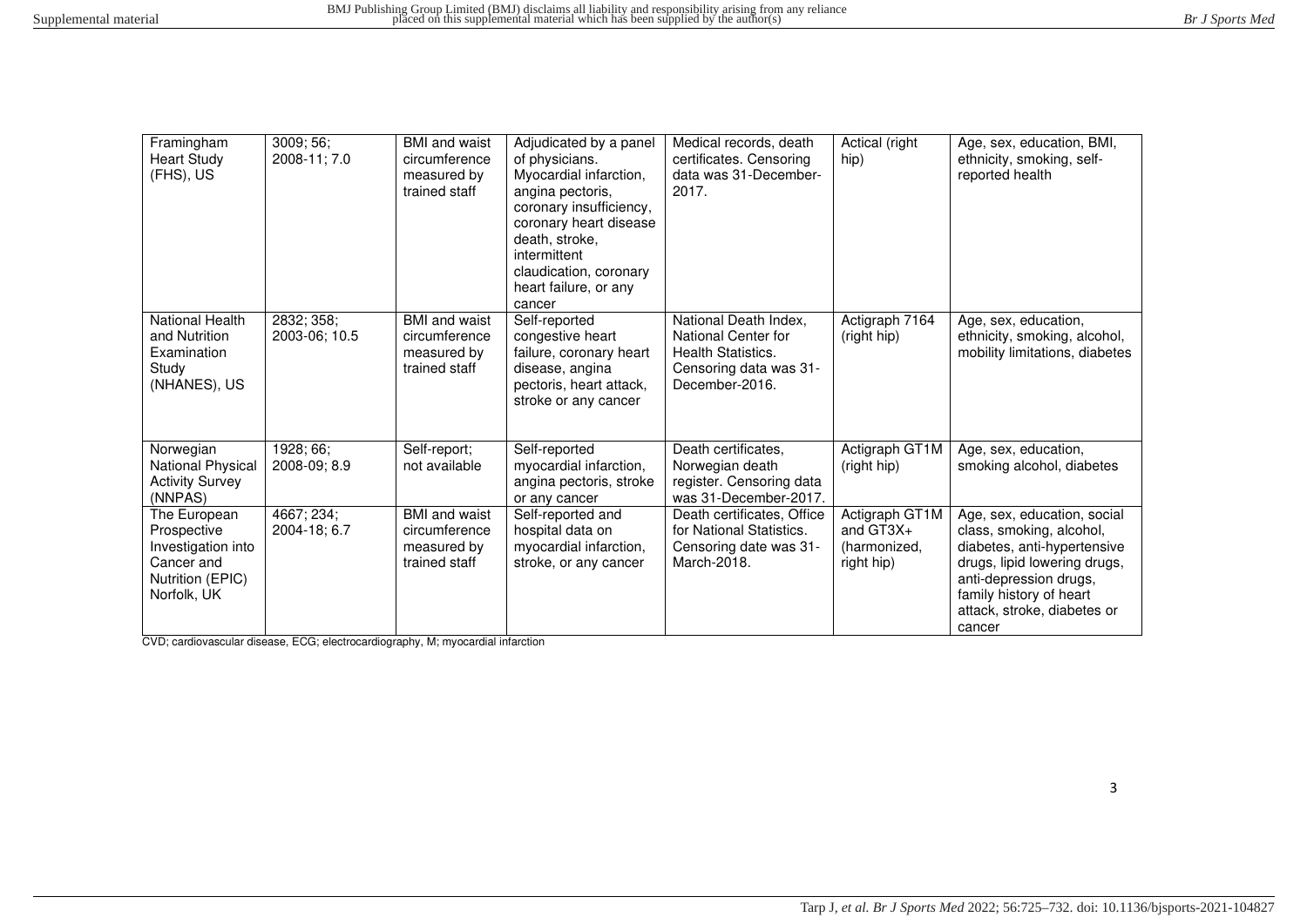| | | | | | | |
|---|---|---|---|---|---|---|
| Framingham Heart Study (FHS), US | 3009; 56; 2008-11; 7.0 | BMI and waist circumference measured by trained staff | Adjudicated by a panel of physicians. Myocardial infarction, angina pectoris, coronary insufficiency, coronary heart disease death, stroke, intermittent claudication, coronary heart failure, or any cancer | Medical records, death certificates. Censoring data was 31-December-2017. | Actical (right hip) | Age, sex, education, BMI, ethnicity, smoking, self-reported health |
| National Health and Nutrition Examination Study (NHANES), US | 2832; 358; 2003-06; 10.5 | BMI and waist circumference measured by trained staff | Self-reported congestive heart failure, coronary heart disease, angina pectoris, heart attack, stroke or any cancer | National Death Index, National Center for Health Statistics. Censoring data was 31-December-2016. | Actigraph 7164 (right hip) | Age, sex, education, ethnicity, smoking, alcohol, mobility limitations, diabetes |
| Norwegian National Physical Activity Survey (NNPAS) | 1928; 66; 2008-09; 8.9 | Self-report; not available | Self-reported myocardial infarction, angina pectoris, stroke or any cancer | Death certificates, Norwegian death register. Censoring data was 31-December-2017. | Actigraph GT1M (right hip) | Age, sex, education, smoking alcohol, diabetes |
| The European Prospective Investigation into Cancer and Nutrition (EPIC) Norfolk, UK | 4667; 234; 2004-18; 6.7 | BMI and waist circumference measured by trained staff | Self-reported and hospital data on myocardial infarction, stroke, or any cancer | Death certificates, Office for National Statistics. Censoring date was 31-March-2018. | Actigraph GT1M and GT3X+ (harmonized, right hip) | Age, sex, education, social class, smoking, alcohol, diabetes, anti-hypertensive drugs, lipid lowering drugs, anti-depression drugs, family history of heart attack, stroke, diabetes or cancer |

CVD; cardiovascular disease, ECG; electrocardiography, M; myocardial infarction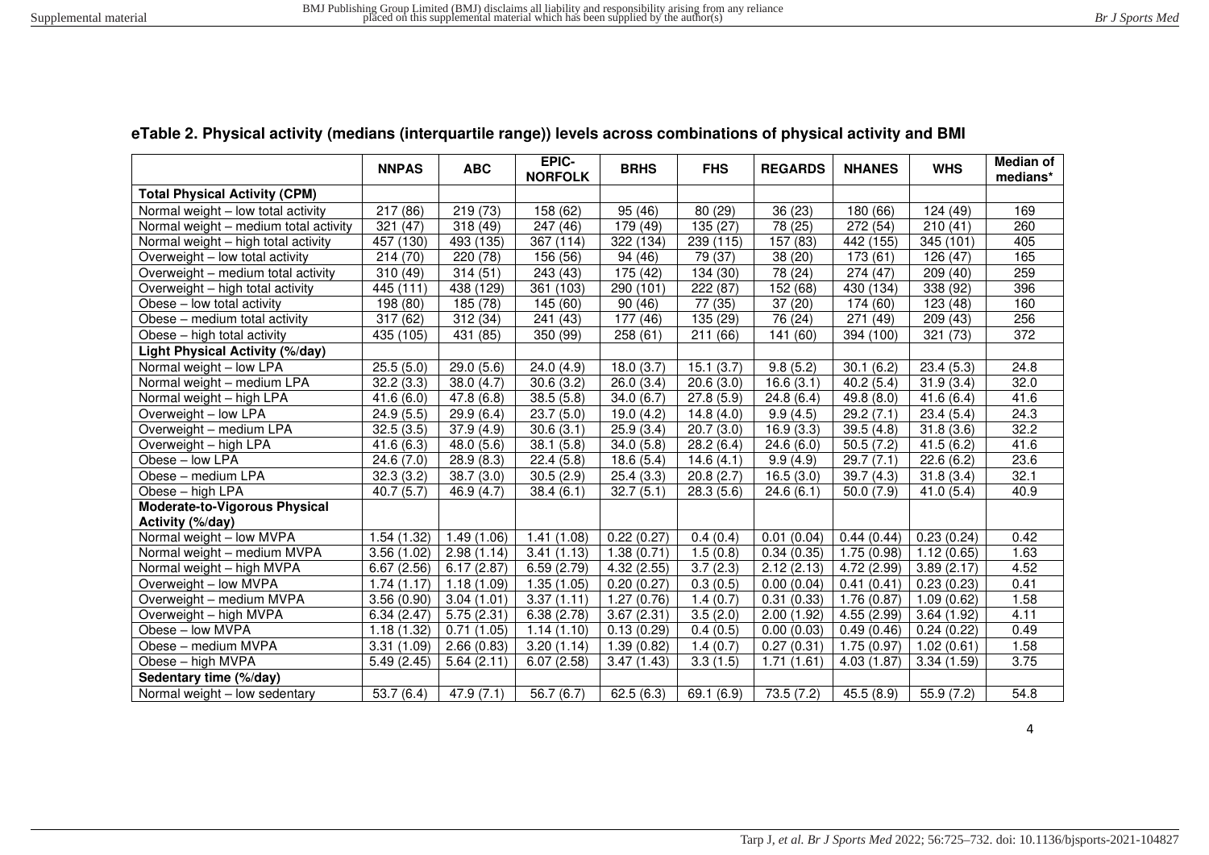**eTable 2. Physical activity (medians (interquartile range)) levels across combinations of physical activity and BMI**

| | NNPAS | ABC | EPIC-NORFOLK | BRHS | FHS | REGARDS | NHANES | WHS | Median of medians* |
|---|---|---|---|---|---|---|---|---|---|
| **Total Physical Activity (CPM)** | | | | | | | | | |
| Normal weight – low total activity | 217 (86) | 219 (73) | 158 (62) | 95 (46) | 80 (29) | 36 (23) | 180 (66) | 124 (49) | 169 |
| Normal weight – medium total activity | 321 (47) | 318 (49) | 247 (46) | 179 (49) | 135 (27) | 78 (25) | 272 (54) | 210 (41) | 260 |
| Normal weight – high total activity | 457 (130) | 493 (135) | 367 (114) | 322 (134) | 239 (115) | 157 (83) | 442 (155) | 345 (101) | 405 |
| Overweight – low total activity | 214 (70) | 220 (78) | 156 (56) | 94 (46) | 79 (37) | 38 (20) | 173 (61) | 126 (47) | 165 |
| Overweight – medium total activity | 310 (49) | 314 (51) | 243 (43) | 175 (42) | 134 (30) | 78 (24) | 274 (47) | 209 (40) | 259 |
| Overweight – high total activity | 445 (111) | 438 (129) | 361 (103) | 290 (101) | 222 (87) | 152 (68) | 430 (134) | 338 (92) | 396 |
| Obese – low total activity | 198 (80) | 185 (78) | 145 (60) | 90 (46) | 77 (35) | 37 (20) | 174 (60) | 123 (48) | 160 |
| Obese – medium total activity | 317 (62) | 312 (34) | 241 (43) | 177 (46) | 135 (29) | 76 (24) | 271 (49) | 209 (43) | 256 |
| Obese – high total activity | 435 (105) | 431 (85) | 350 (99) | 258 (61) | 211 (66) | 141 (60) | 394 (100) | 321 (73) | 372 |
| **Light Physical Activity (%/day)** | | | | | | | | | |
| Normal weight – low LPA | 25.5 (5.0) | 29.0 (5.6) | 24.0 (4.9) | 18.0 (3.7) | 15.1 (3.7) | 9.8 (5.2) | 30.1 (6.2) | 23.4 (5.3) | 24.8 |
| Normal weight – medium LPA | 32.2 (3.3) | 38.0 (4.7) | 30.6 (3.2) | 26.0 (3.4) | 20.6 (3.0) | 16.6 (3.1) | 40.2 (5.4) | 31.9 (3.4) | 32.0 |
| Normal weight – high LPA | 41.6 (6.0) | 47.8 (6.8) | 38.5 (5.8) | 34.0 (6.7) | 27.8 (5.9) | 24.8 (6.4) | 49.8 (8.0) | 41.6 (6.4) | 41.6 |
| Overweight – low LPA | 24.9 (5.5) | 29.9 (6.4) | 23.7 (5.0) | 19.0 (4.2) | 14.8 (4.0) | 9.9 (4.5) | 29.2 (7.1) | 23.4 (5.4) | 24.3 |
| Overweight – medium LPA | 32.5 (3.5) | 37.9 (4.9) | 30.6 (3.1) | 25.9 (3.4) | 20.7 (3.0) | 16.9 (3.3) | 39.5 (4.8) | 31.8 (3.6) | 32.2 |
| Overweight – high LPA | 41.6 (6.3) | 48.0 (5.6) | 38.1 (5.8) | 34.0 (5.8) | 28.2 (6.4) | 24.6 (6.0) | 50.5 (7.2) | 41.5 (6.2) | 41.6 |
| Obese – low LPA | 24.6 (7.0) | 28.9 (8.3) | 22.4 (5.8) | 18.6 (5.4) | 14.6 (4.1) | 9.9 (4.9) | 29.7 (7.1) | 22.6 (6.2) | 23.6 |
| Obese – medium LPA | 32.3 (3.2) | 38.7 (3.0) | 30.5 (2.9) | 25.4 (3.3) | 20.8 (2.7) | 16.5 (3.0) | 39.7 (4.3) | 31.8 (3.4) | 32.1 |
| Obese – high LPA | 40.7 (5.7) | 46.9 (4.7) | 38.4 (6.1) | 32.7 (5.1) | 28.3 (5.6) | 24.6 (6.1) | 50.0 (7.9) | 41.0 (5.4) | 40.9 |
| **Moderate-to-Vigorous Physical Activity (%/day)** | | | | | | | | | |
| Normal weight – low MVPA | 1.54 (1.32) | 1.49 (1.06) | 1.41 (1.08) | 0.22 (0.27) | 0.4 (0.4) | 0.01 (0.04) | 0.44 (0.44) | 0.23 (0.24) | 0.42 |
| Normal weight – medium MVPA | 3.56 (1.02) | 2.98 (1.14) | 3.41 (1.13) | 1.38 (0.71) | 1.5 (0.8) | 0.34 (0.35) | 1.75 (0.98) | 1.12 (0.65) | 1.63 |
| Normal weight – high MVPA | 6.67 (2.56) | 6.17 (2.87) | 6.59 (2.79) | 4.32 (2.55) | 3.7 (2.3) | 2.12 (2.13) | 4.72 (2.99) | 3.89 (2.17) | 4.52 |
| Overweight – low MVPA | 1.74 (1.17) | 1.18 (1.09) | 1.35 (1.05) | 0.20 (0.27) | 0.3 (0.5) | 0.00 (0.04) | 0.41 (0.41) | 0.23 (0.23) | 0.41 |
| Overweight – medium MVPA | 3.56 (0.90) | 3.04 (1.01) | 3.37 (1.11) | 1.27 (0.76) | 1.4 (0.7) | 0.31 (0.33) | 1.76 (0.87) | 1.09 (0.62) | 1.58 |
| Overweight – high MVPA | 6.34 (2.47) | 5.75 (2.31) | 6.38 (2.78) | 3.67 (2.31) | 3.5 (2.0) | 2.00 (1.92) | 4.55 (2.99) | 3.64 (1.92) | 4.11 |
| Obese – low MVPA | 1.18 (1.32) | 0.71 (1.05) | 1.14 (1.10) | 0.13 (0.29) | 0.4 (0.5) | 0.00 (0.03) | 0.49 (0.46) | 0.24 (0.22) | 0.49 |
| Obese – medium MVPA | 3.31 (1.09) | 2.66 (0.83) | 3.20 (1.14) | 1.39 (0.82) | 1.4 (0.7) | 0.27 (0.31) | 1.75 (0.97) | 1.02 (0.61) | 1.58 |
| Obese – high MVPA | 5.49 (2.45) | 5.64 (2.11) | 6.07 (2.58) | 3.47 (1.43) | 3.3 (1.5) | 1.71 (1.61) | 4.03 (1.87) | 3.34 (1.59) | 3.75 |
| **Sedentary time (%/day)** | | | | | | | | | |
| Normal weight – low sedentary | 53.7 (6.4) | 47.9 (7.1) | 56.7 (6.7) | 62.5 (6.3) | 69.1 (6.9) | 73.5 (7.2) | 45.5 (8.9) | 55.9 (7.2) | 54.8 |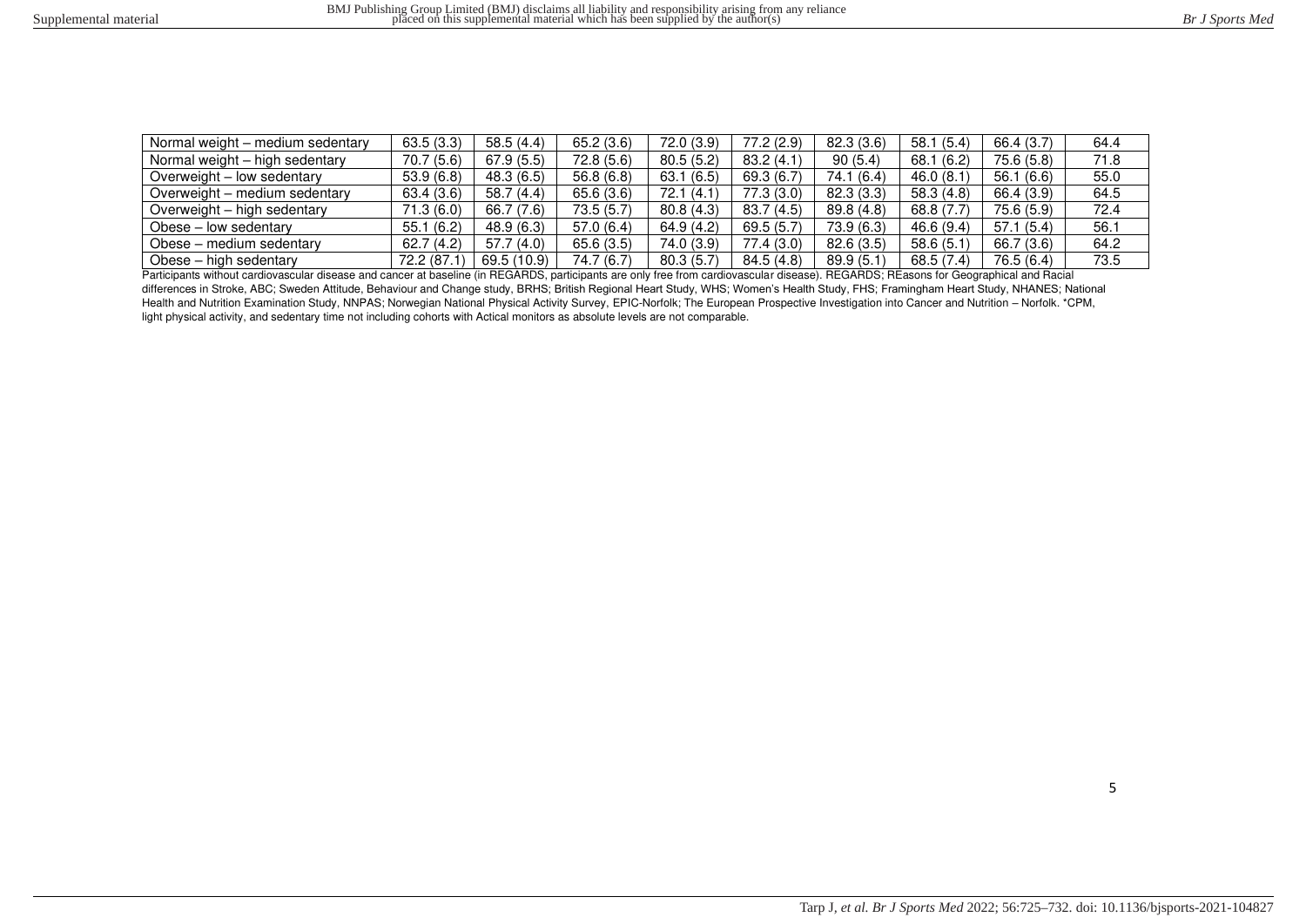| | | | | | | | | | |
|---|---|---|---|---|---|---|---|---|---|
| Normal weight – medium sedentary | 63.5 (3.3) | 58.5 (4.4) | 65.2 (3.6) | 72.0 (3.9) | 77.2 (2.9) | 82.3 (3.6) | 58.1 (5.4) | 66.4 (3.7) | 64.4 |
| Normal weight – high sedentary | 70.7 (5.6) | 67.9 (5.5) | 72.8 (5.6) | 80.5 (5.2) | 83.2 (4.1) | 90 (5.4) | 68.1 (6.2) | 75.6 (5.8) | 71.8 |
| Overweight – low sedentary | 53.9 (6.8) | 48.3 (6.5) | 56.8 (6.8) | 63.1 (6.5) | 69.3 (6.7) | 74.1 (6.4) | 46.0 (8.1) | 56.1 (6.6) | 55.0 |
| Overweight – medium sedentary | 63.4 (3.6) | 58.7 (4.4) | 65.6 (3.6) | 72.1 (4.1) | 77.3 (3.0) | 82.3 (3.3) | 58.3 (4.8) | 66.4 (3.9) | 64.5 |
| Overweight – high sedentary | 71.3 (6.0) | 66.7 (7.6) | 73.5 (5.7) | 80.8 (4.3) | 83.7 (4.5) | 89.8 (4.8) | 68.8 (7.7) | 75.6 (5.9) | 72.4 |
| Obese – low sedentary | 55.1 (6.2) | 48.9 (6.3) | 57.0 (6.4) | 64.9 (4.2) | 69.5 (5.7) | 73.9 (6.3) | 46.6 (9.4) | 57.1 (5.4) | 56.1 |
| Obese – medium sedentary | 62.7 (4.2) | 57.7 (4.0) | 65.6 (3.5) | 74.0 (3.9) | 77.4 (3.0) | 82.6 (3.5) | 58.6 (5.1) | 66.7 (3.6) | 64.2 |
| Obese – high sedentary | 72.2 (87.1) | 69.5 (10.9) | 74.7 (6.7) | 80.3 (5.7) | 84.5 (4.8) | 89.9 (5.1) | 68.5 (7.4) | 76.5 (6.4) | 73.5 |

Participants without cardiovascular disease and cancer at baseline (in REGARDS, participants are only free from cardiovascular disease). REGARDS; REasons for Geographical and Racial differences in Stroke, ABC; Sweden Attitude, Behaviour and Change study, BRHS; British Regional Heart Study, WHS; Women's Health Study, FHS; Framingham Heart Study, NHANES; National Health and Nutrition Examination Study, NNPAS; Norwegian National Physical Activity Survey, EPIC-Norfolk; The European Prospective Investigation into Cancer and Nutrition – Norfolk. *CPM, light physical activity, and sedentary time not including cohorts with Actical monitors as absolute levels are not comparable.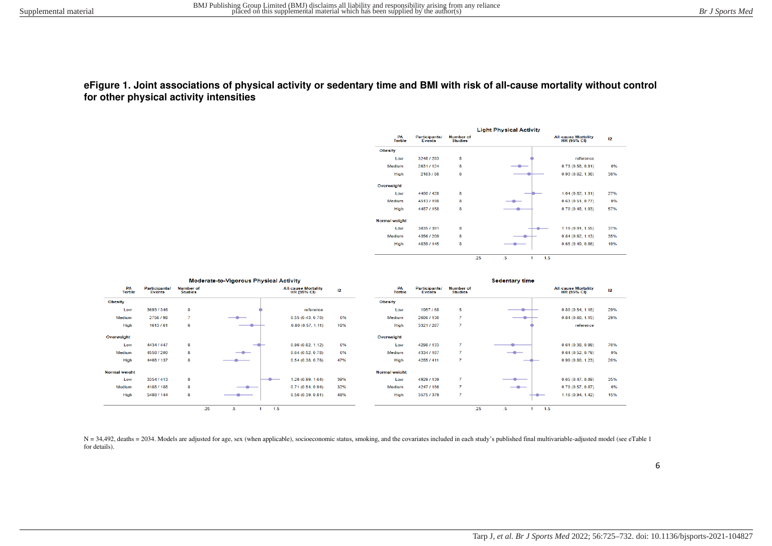**eFigure 1. Joint associations of physical activity or sedentary time and BMI with risk of all-cause mortality without control for other physical activity intensities**

**Light Physical Activity**

| PA Tertile | Participants/ Events | Number of Studies | All-cause Mortality HR (95% CI) | I2 |
|---|---|---|---|---|
| **Obesity** | | | | |
| Low | 3248 / 293 | 8 | reference | |
| Medium | 2631 / 124 | 8 | 0.73 (0.58, 0.91) | 0% |
| High | 2183 / 88 | 8 | 0.93 (0.62, 1.38) | 38% |
| **Overweight** | | | | |
| Low | 4400 / 428 | 8 | 1.04 (0.82, 1.31) | 27% |
| Medium | 4513 / 198 | 8 | 0.63 (0.51, 0.77) | 0% |
| High | 4487 / 158 | 8 | 0.70 (0.48, 1.03) | 57% |
| **Normal weight** | | | | |
| Low | 3835 / 391 | 8 | 1.19 (0.91, 1.55) | 37% |
| Medium | 4356 / 209 | 8 | 0.84 (0.62, 1.13) | 35% |
| High | 4839 / 145 | 8 | 0.65 (0.49, 0.86) | 19% |

**Moderate-to-Vigorous Physical Activity**

| PA Tertile | Participants/ Events | Number of Studies | All-cause Mortality HR (95% CI) | I2 |
|---|---|---|---|---|
| **Obesity** | | | | |
| Low | 3693 / 346 | 8 | reference | |
| Medium | 2756 / 98 | 7 | 0.55 (0.43, 0.70) | 0% |
| High | 1613 / 61 | 6 | 0.80 (0.57, 1.11) | 18% |
| **Overweight** | | | | |
| Low | 4434 / 447 | 8 | 0.96 (0.82, 1.12) | 0% |
| Medium | 4558 / 200 | 8 | 0.64 (0.52, 0.78) | 0% |
| High | 4408 / 137 | 8 | 0.54 (0.38, 0.76) | 47% |
| **Normal weight** | | | | |
| Low | 3354 / 413 | 8 | 1.28 (0.99, 1.64) | 39% |
| Medium | 4188 / 188 | 8 | 0.71 (0.54, 0.94) | 32% |
| High | 5488 / 144 | 8 | 0.56 (0.39, 0.81) | 49% |

**Sedentary time**

| PA Tertile | Participants/ Events | Number of Studies | All-cause Mortality HR (95% CI) | I2 |
|---|---|---|---|---|
| **Obesity** | | | | |
| Low | 1957 / 68 | 5 | 0.80 (0.54, 1.18) | 29% |
| Medium | 2606 / 130 | 7 | 0.84 (0.60, 1.15) | 29% |
| High | 3321 / 287 | 7 | reference | |
| **Overweight** | | | | |
| Low | 4298 / 133 | 7 | 0.61 (0.38, 0.99) | 70% |
| Medium | 4334 / 187 | 7 | 0.64 (0.52, 0.79) | 0% |
| High | 4285 / 411 | 7 | 0.99 (0.80, 1.23) | 20% |
| **Normal weight** | | | | |
| Low | 4929 / 139 | 7 | 0.65 (0.47, 0.89) | 35% |
| Medium | 4247 / 186 | 7 | 0.70 (0.57, 0.87) | 0% |
| High | 3575 / 379 | 7 | 1.16 (0.94, 1.42) | 15% |

N = 34,492, deaths = 2034. Models are adjusted for age, sex (when applicable), socioeconomic status, smoking, and the covariates included in each study's published final multivariable-adjusted model (see eTable 1 for details).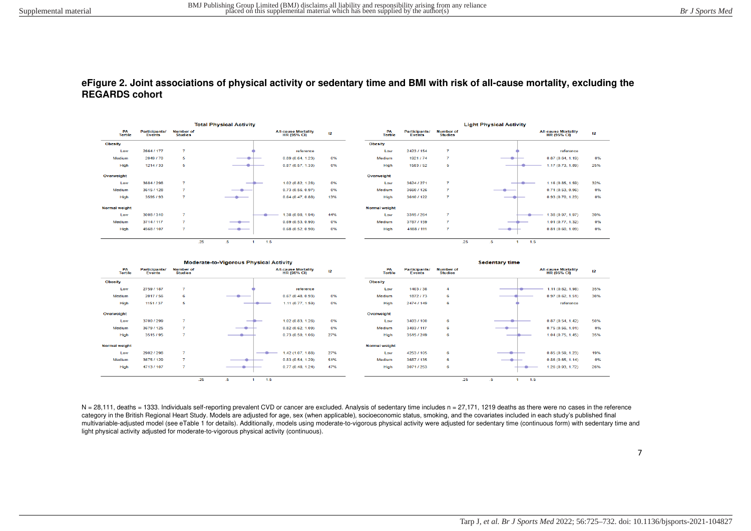**eFigure 2. Joint associations of physical activity or sedentary time and BMI with risk of all-cause mortality, excluding the REGARDS cohort**

**Total Physical Activity**

| PA Tertile | Participants/ Events | Number of Studies | All-cause Mortality HR (95% CI) | I2 |
|---|---|---|---|---|
| **Obesity** | | | | |
| Low | 2664 / 177 | 7 | reference | |
| Medium | 2049 / 70 | 5 | 0.89 (0.64, 1.23) | 0% |
| High | 1214 / 33 | 5 | 0.87 (0.57, 1.33) | 0% |
| **Overweight** | | | | |
| Low | 3684 / 298 | 7 | 1.02 (0.82, 1.28) | 0% |
| Medium | 3615 / 128 | 7 | 0.73 (0.56, 0.97) | 0% |
| High | 3595 / 93 | 7 | 0.64 (0.47, 0.88) | 13% |
| **Normal weight** | | | | |
| Low | 3008 / 310 | 7 | 1.38 (0.98, 1.94) | 44% |
| Medium | 3714 / 117 | 7 | 0.69 (0.53, 0.90) | 0% |
| High | 4568 / 107 | 7 | 0.68 (0.52, 0.90) | 0% |

**Light Physical Activity**

| PA Tertile | Participants/ Events | Number of Studies | All-cause Mortality HR (95% CI) | I2 |
|---|---|---|---|---|
| **Obesity** | | | | |
| Low | 2423 / 154 | 7 | reference | |
| Medium | 1921 / 74 | 7 | 0.87 (0.64, 1.19) | 0% |
| High | 1583 / 52 | 5 | 1.17 (0.73, 1.89) | 25% |
| **Overweight** | | | | |
| Low | 3624 / 271 | 7 | 1.16 (0.85, 1.59) | 32% |
| Medium | 3660 / 126 | 7 | 0.71 (0.53, 0.96) | 0% |
| High | 3610 / 122 | 7 | 0.93 (0.70, 1.23) | 0% |
| **Normal weight** | | | | |
| Low | 3315 / 264 | 7 | 1.38 (0.97, 1.97) | 39% |
| Medium | 3787 / 159 | 7 | 1.01 (0.77, 1.32) | 0% |
| High | 4188 / 111 | 7 | 0.81 (0.60, 1.09) | 0% |

**Moderate-to-Vigorous Physical Activity**

| PA Tertile | Participants/ Events | Number of Studies | All-cause Mortality HR (95% CI) | I2 |
|---|---|---|---|---|
| **Obesity** | | | | |
| Low | 2759 / 187 | 7 | reference | |
| Medium | 2017 / 56 | 6 | 0.67 (0.48, 0.93) | 0% |
| High | 1151 / 37 | 5 | 1.11 (0.77, 1.59) | 0% |
| **Overweight** | | | | |
| Low | 3700 / 299 | 7 | 1.02 (0.83, 1.26) | 0% |
| Medium | 3679 / 125 | 7 | 0.82 (0.62, 1.09) | 0% |
| High | 3515 / 95 | 7 | 0.73 (0.50, 1.08) | 27% |
| **Normal weight** | | | | |
| Low | 2902 / 298 | 7 | 1.42 (1.07, 1.88) | 27% |
| Medium | 3675 / 129 | 7 | 0.83 (0.54, 1.29) | 51% |
| High | 4713 / 107 | 7 | 0.77 (0.48, 1.24) | 47% |

**Sedentary time**

| PA Tertile | Participants/ Events | Number of Studies | All-cause Mortality HR (95% CI) | I2 |
|---|---|---|---|---|
| **Obesity** | | | | |
| Low | 1403 / 38 | 4 | 1.11 (0.62, 1.98) | 35% |
| Medium | 1872 / 73 | 6 | 0.97 (0.62, 1.51) | 30% |
| High | 2474 / 149 | 6 | reference | |
| **Overweight** | | | | |
| Low | 3403 / 100 | 6 | 0.87 (0.54, 1.42) | 50% |
| Medium | 3493 / 117 | 6 | 0.75 (0.56, 1.01) | 0% |
| High | 3515 / 249 | 6 | 1.04 (0.75, 1.45) | 35% |
| **Normal weight** | | | | |
| Low | 4253 / 105 | 6 | 0.85 (0.59, 1.23) | 19% |
| Medium | 3687 / 135 | 6 | 0.86 (0.65, 1.14) | 0% |
| High | 3071 / 253 | 6 | 1.26 (0.93, 1.72) | 26% |

N = 28,111, deaths = 1333. Individuals self-reporting prevalent CVD or cancer are excluded. Analysis of sedentary time includes n = 27,171, 1219 deaths as there were no cases in the reference category in the British Regional Heart Study. Models are adjusted for age, sex (when applicable), socioeconomic status, smoking, and the covariates included in each study's published final multivariable-adjusted model (see eTable 1 for details). Additionally, models using moderate-to-vigorous physical activity were adjusted for sedentary time (continuous form) with sedentary time and light physical activity adjusted for moderate-to-vigorous physical activity (continuous).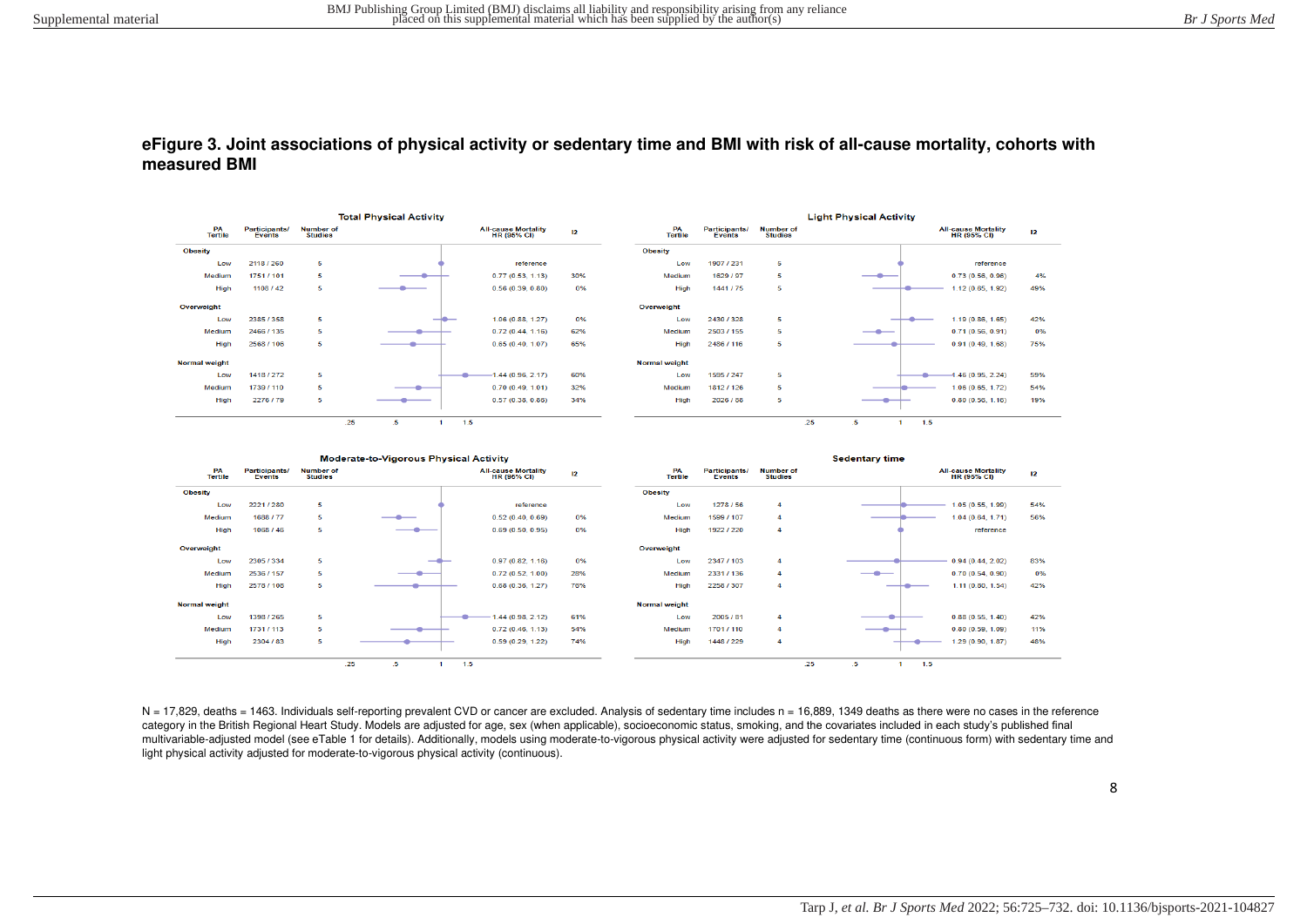**eFigure 3. Joint associations of physical activity or sedentary time and BMI with risk of all-cause mortality, cohorts with measured BMI**

**Total Physical Activity**

| PA Tertile | Participants/ Events | Number of Studies | All-cause Mortality HR (95% CI) | I2 |
|---|---|---|---|---|
| **Obesity** | | | | |
| Low | 2118 / 260 | 5 | reference | |
| Medium | 1751 / 101 | 5 | 0.77 (0.53, 1.13) | 30% |
| High | 1108 / 42 | 5 | 0.56 (0.39, 0.80) | 0% |
| **Overweight** | | | | |
| Low | 2385 / 358 | 5 | 1.06 (0.88, 1.27) | 0% |
| Medium | 2466 / 135 | 5 | 0.72 (0.44, 1.16) | 62% |
| High | 2568 / 106 | 5 | 0.65 (0.40, 1.07) | 65% |
| **Normal weight** | | | | |
| Low | 1418 / 272 | 5 | 1.44 (0.96, 2.17) | 60% |
| Medium | 1739 / 110 | 5 | 0.70 (0.49, 1.01) | 32% |
| High | 2276 / 79 | 5 | 0.57 (0.38, 0.86) | 34% |

**Light Physical Activity**

| PA Tertile | Participants/ Events | Number of Studies | All-cause Mortality HR (95% CI) | I2 |
|---|---|---|---|---|
| **Obesity** | | | | |
| Low | 1907 / 231 | 5 | reference | |
| Medium | 1629 / 97 | 5 | 0.73 (0.56, 0.96) | 4% |
| High | 1441 / 75 | 5 | 1.12 (0.65, 1.92) | 49% |
| **Overweight** | | | | |
| Low | 2430 / 328 | 5 | 1.19 (0.86, 1.65) | 42% |
| Medium | 2503 / 155 | 5 | 0.71 (0.56, 0.91) | 0% |
| High | 2486 / 116 | 5 | 0.91 (0.49, 1.68) | 75% |
| **Normal weight** | | | | |
| Low | 1595 / 247 | 5 | 1.46 (0.95, 2.24) | 59% |
| Medium | 1812 / 126 | 5 | 1.06 (0.65, 1.72) | 54% |
| High | 2026 / 88 | 5 | 0.80 (0.56, 1.16) | 19% |

**Moderate-to-Vigorous Physical Activity**

| PA Tertile | Participants/ Events | Number of Studies | All-cause Mortality HR (95% CI) | I2 |
|---|---|---|---|---|
| **Obesity** | | | | |
| Low | 2221 / 280 | 5 | reference | |
| Medium | 1688 / 77 | 5 | 0.52 (0.40, 0.69) | 0% |
| High | 1068 / 46 | 5 | 0.69 (0.50, 0.95) | 0% |
| **Overweight** | | | | |
| Low | 2305 / 334 | 5 | 0.97 (0.82, 1.16) | 0% |
| Medium | 2536 / 157 | 5 | 0.72 (0.52, 1.00) | 28% |
| High | 2578 / 108 | 5 | 0.68 (0.36, 1.27) | 76% |
| **Normal weight** | | | | |
| Low | 1398 / 265 | 5 | 1.44 (0.98, 2.12) | 61% |
| Medium | 1731 / 113 | 5 | 0.72 (0.46, 1.13) | 54% |
| High | 2304 / 83 | 5 | 0.59 (0.29, 1.22) | 74% |

**Sedentary time**

| PA Tertile | Participants/ Events | Number of Studies | All-cause Mortality HR (95% CI) | I2 |
|---|---|---|---|---|
| **Obesity** | | | | |
| Low | 1278 / 56 | 4 | 1.05 (0.55, 1.99) | 54% |
| Medium | 1599 / 107 | 4 | 1.04 (0.64, 1.71) | 56% |
| High | 1922 / 220 | 4 | reference | |
| **Overweight** | | | | |
| Low | 2347 / 103 | 4 | 0.94 (0.44, 2.02) | 83% |
| Medium | 2331 / 136 | 4 | 0.70 (0.54, 0.90) | 0% |
| High | 2256 / 307 | 4 | 1.11 (0.80, 1.54) | 42% |
| **Normal weight** | | | | |
| Low | 2005 / 81 | 4 | 0.88 (0.55, 1.40) | 42% |
| Medium | 1701 / 110 | 4 | 0.80 (0.59, 1.09) | 11% |
| High | 1446 / 229 | 4 | 1.29 (0.90, 1.87) | 46% |

N = 17,829, deaths = 1463. Individuals self-reporting prevalent CVD or cancer are excluded. Analysis of sedentary time includes n = 16,889, 1349 deaths as there were no cases in the reference category in the British Regional Heart Study. Models are adjusted for age, sex (when applicable), socioeconomic status, smoking, and the covariates included in each study's published final multivariable-adjusted model (see eTable 1 for details). Additionally, models using moderate-to-vigorous physical activity were adjusted for sedentary time (continuous form) with sedentary time and light physical activity adjusted for moderate-to-vigorous physical activity (continuous).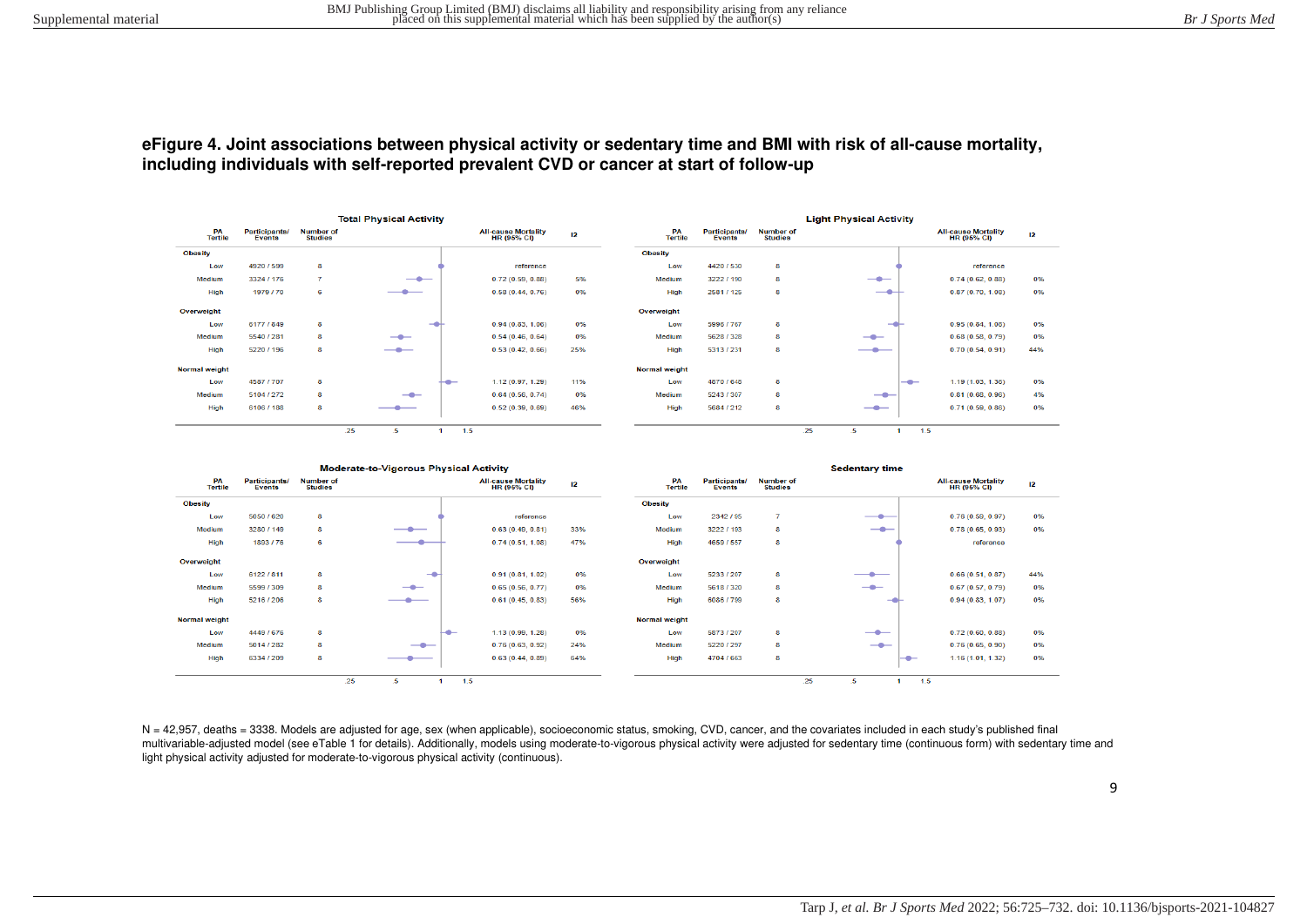**eFigure 4. Joint associations between physical activity or sedentary time and BMI with risk of all-cause mortality, including individuals with self-reported prevalent CVD or cancer at start of follow-up**

**Total Physical Activity**

| PA Tertile | Participants/ Events | Number of Studies | All-cause Mortality HR (95% CI) | I2 |
|---|---|---|---|---|
| **Obesity** | | | | |
| Low | 4920 / 599 | 8 | reference | |
| Medium | 3324 / 176 | 7 | 0.72 (0.59, 0.88) | 5% |
| High | 1979 / 70 | 6 | 0.58 (0.44, 0.76) | 0% |
| **Overweight** | | | | |
| Low | 6177 / 849 | 8 | 0.94 (0.83, 1.06) | 0% |
| Medium | 5540 / 281 | 8 | 0.54 (0.46, 0.64) | 0% |
| High | 5220 / 196 | 8 | 0.53 (0.42, 0.66) | 25% |
| **Normal weight** | | | | |
| Low | 4587 / 707 | 8 | 1.12 (0.97, 1.29) | 11% |
| Medium | 5104 / 272 | 8 | 0.64 (0.56, 0.74) | 0% |
| High | 6106 / 188 | 8 | 0.52 (0.39, 0.69) | 46% |

**Light Physical Activity**

| PA Tertile | Participants/ Events | Number of Studies | All-cause Mortality HR (95% CI) | I2 |
|---|---|---|---|---|
| **Obesity** | | | | |
| Low | 4420 / 530 | 8 | reference | |
| Medium | 3222 / 190 | 8 | 0.74 (0.62, 0.88) | 0% |
| High | 2581 / 125 | 8 | 0.87 (0.70, 1.08) | 0% |
| **Overweight** | | | | |
| Low | 5996 / 767 | 8 | 0.95 (0.84, 1.06) | 0% |
| Medium | 5628 / 328 | 8 | 0.68 (0.58, 0.79) | 0% |
| High | 5313 / 231 | 8 | 0.70 (0.54, 0.91) | 44% |
| **Normal weight** | | | | |
| Low | 4870 / 640 | 8 | 1.19 (1.03, 1.36) | 0% |
| Medium | 5243 / 307 | 8 | 0.81 (0.68, 0.96) | 4% |
| High | 5684 / 212 | 8 | 0.71 (0.59, 0.86) | 0% |

**Moderate-to-Vigorous Physical Activity**

| PA Tertile | Participants/ Events | Number of Studies | All-cause Mortality HR (95% CI) | I2 |
|---|---|---|---|---|
| **Obesity** | | | | |
| Low | 5050 / 620 | 8 | reference | |
| Medium | 3280 / 149 | 8 | 0.63 (0.49, 0.81) | 33% |
| High | 1893 / 76 | 6 | 0.74 (0.51, 1.08) | 47% |
| **Overweight** | | | | |
| Low | 6122 / 811 | 8 | 0.91 (0.81, 1.02) | 0% |
| Medium | 5599 / 309 | 8 | 0.65 (0.56, 0.77) | 0% |
| High | 5216 / 206 | 8 | 0.61 (0.45, 0.83) | 56% |
| **Normal weight** | | | | |
| Low | 4449 / 676 | 8 | 1.13 (0.99, 1.28) | 0% |
| Medium | 5014 / 282 | 8 | 0.76 (0.63, 0.92) | 24% |
| High | 6334 / 209 | 8 | 0.63 (0.44, 0.89) | 64% |

**Sedentary time**

| PA Tertile | Participants/ Events | Number of Studies | All-cause Mortality HR (95% CI) | I2 |
|---|---|---|---|---|
| **Obesity** | | | | |
| Low | 2342 / 95 | 7 | 0.76 (0.59, 0.97) | 0% |
| Medium | 3222 / 193 | 8 | 0.78 (0.65, 0.93) | 0% |
| High | 4659 / 557 | 8 | reference | |
| **Overweight** | | | | |
| Low | 5233 / 207 | 8 | 0.66 (0.51, 0.87) | 44% |
| Medium | 5618 / 320 | 8 | 0.67 (0.57, 0.79) | 0% |
| High | 6086 / 799 | 8 | 0.94 (0.83, 1.07) | 0% |
| **Normal weight** | | | | |
| Low | 5873 / 207 | 8 | 0.72 (0.60, 0.88) | 0% |
| Medium | 5220 / 297 | 8 | 0.76 (0.65, 0.90) | 0% |
| High | 4704 / 663 | 8 | 1.16 (1.01, 1.32) | 0% |

N = 42,957, deaths = 3338. Models are adjusted for age, sex (when applicable), socioeconomic status, smoking, CVD, cancer, and the covariates included in each study's published final multivariable-adjusted model (see eTable 1 for details). Additionally, models using moderate-to-vigorous physical activity were adjusted for sedentary time (continuous form) with sedentary time and light physical activity adjusted for moderate-to-vigorous physical activity (continuous).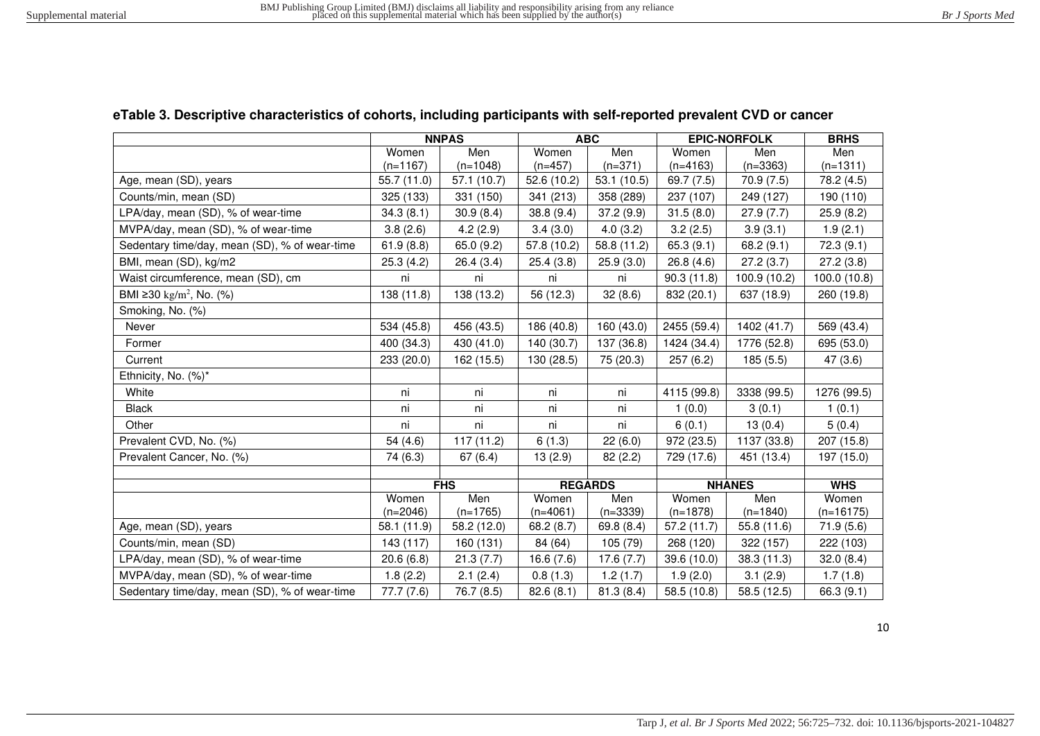**eTable 3. Descriptive characteristics of cohorts, including participants with self-reported prevalent CVD or cancer**

| | NNPAS | | ABC | | EPIC-NORFOLK | | BRHS |
|---|---|---|---|---|---|---|---|
| | Women (n=1167) | Men (n=1048) | Women (n=457) | Men (n=371) | Women (n=4163) | Men (n=3363) | Men (n=1311) |
| Age, mean (SD), years | 55.7 (11.0) | 57.1 (10.7) | 52.6 (10.2) | 53.1 (10.5) | 69.7 (7.5) | 70.9 (7.5) | 78.2 (4.5) |
| Counts/min, mean (SD) | 325 (133) | 331 (150) | 341 (213) | 358 (289) | 237 (107) | 249 (127) | 190 (110) |
| LPA/day, mean (SD), % of wear-time | 34.3 (8.1) | 30.9 (8.4) | 38.8 (9.4) | 37.2 (9.9) | 31.5 (8.0) | 27.9 (7.7) | 25.9 (8.2) |
| MVPA/day, mean (SD), % of wear-time | 3.8 (2.6) | 4.2 (2.9) | 3.4 (3.0) | 4.0 (3.2) | 3.2 (2.5) | 3.9 (3.1) | 1.9 (2.1) |
| Sedentary time/day, mean (SD), % of wear-time | 61.9 (8.8) | 65.0 (9.2) | 57.8 (10.2) | 58.8 (11.2) | 65.3 (9.1) | 68.2 (9.1) | 72.3 (9.1) |
| BMI, mean (SD), kg/m2 | 25.3 (4.2) | 26.4 (3.4) | 25.4 (3.8) | 25.9 (3.0) | 26.8 (4.6) | 27.2 (3.7) | 27.2 (3.8) |
| Waist circumference, mean (SD), cm | ni | ni | ni | ni | 90.3 (11.8) | 100.9 (10.2) | 100.0 (10.8) |
| BMI ≥30 kg/m$^2$, No. (%) | 138 (11.8) | 138 (13.2) | 56 (12.3) | 32 (8.6) | 832 (20.1) | 637 (18.9) | 260 (19.8) |
| Smoking, No. (%) | | | | | | | |
| Never | 534 (45.8) | 456 (43.5) | 186 (40.8) | 160 (43.0) | 2455 (59.4) | 1402 (41.7) | 569 (43.4) |
| Former | 400 (34.3) | 430 (41.0) | 140 (30.7) | 137 (36.8) | 1424 (34.4) | 1776 (52.8) | 695 (53.0) |
| Current | 233 (20.0) | 162 (15.5) | 130 (28.5) | 75 (20.3) | 257 (6.2) | 185 (5.5) | 47 (3.6) |
| Ethnicity, No. (%)* | | | | | | | |
| White | ni | ni | ni | ni | 4115 (99.8) | 3338 (99.5) | 1276 (99.5) |
| Black | ni | ni | ni | ni | 1 (0.0) | 3 (0.1) | 1 (0.1) |
| Other | ni | ni | ni | ni | 6 (0.1) | 13 (0.4) | 5 (0.4) |
| Prevalent CVD, No. (%) | 54 (4.6) | 117 (11.2) | 6 (1.3) | 22 (6.0) | 972 (23.5) | 1137 (33.8) | 207 (15.8) |
| Prevalent Cancer, No. (%) | 74 (6.3) | 67 (6.4) | 13 (2.9) | 82 (2.2) | 729 (17.6) | 451 (13.4) | 197 (15.0) |
| | | | | | | | |
| | FHS | | REGARDS | | NHANES | | WHS |
| | Women (n=2046) | Men (n=1765) | Women (n=4061) | Men (n=3339) | Women (n=1878) | Men (n=1840) | Women (n=16175) |
| Age, mean (SD), years | 58.1 (11.9) | 58.2 (12.0) | 68.2 (8.7) | 69.8 (8.4) | 57.2 (11.7) | 55.8 (11.6) | 71.9 (5.6) |
| Counts/min, mean (SD) | 143 (117) | 160 (131) | 84 (64) | 105 (79) | 268 (120) | 322 (157) | 222 (103) |
| LPA/day, mean (SD), % of wear-time | 20.6 (6.8) | 21.3 (7.7) | 16.6 (7.6) | 17.6 (7.7) | 39.6 (10.0) | 38.3 (11.3) | 32.0 (8.4) |
| MVPA/day, mean (SD), % of wear-time | 1.8 (2.2) | 2.1 (2.4) | 0.8 (1.3) | 1.2 (1.7) | 1.9 (2.0) | 3.1 (2.9) | 1.7 (1.8) |
| Sedentary time/day, mean (SD), % of wear-time | 77.7 (7.6) | 76.7 (8.5) | 82.6 (8.1) | 81.3 (8.4) | 58.5 (10.8) | 58.5 (12.5) | 66.3 (9.1) |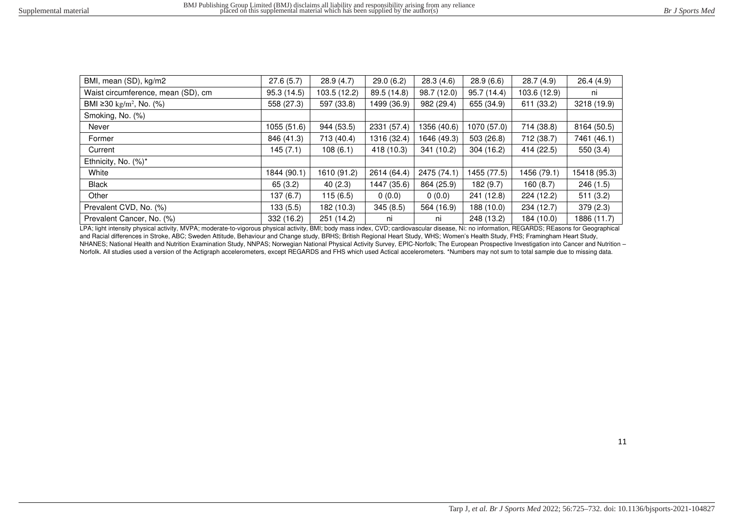| | | | | | | | |
|---|---|---|---|---|---|---|---|
| BMI, mean (SD), kg/m2 | 27.6 (5.7) | 28.9 (4.7) | 29.0 (6.2) | 28.3 (4.6) | 28.9 (6.6) | 28.7 (4.9) | 26.4 (4.9) |
| Waist circumference, mean (SD), cm | 95.3 (14.5) | 103.5 (12.2) | 89.5 (14.8) | 98.7 (12.0) | 95.7 (14.4) | 103.6 (12.9) | ni |
| BMI ≥30 kg/m$^2$, No. (%) | 558 (27.3) | 597 (33.8) | 1499 (36.9) | 982 (29.4) | 655 (34.9) | 611 (33.2) | 3218 (19.9) |
| Smoking, No. (%) | | | | | | | |
| Never | 1055 (51.6) | 944 (53.5) | 2331 (57.4) | 1356 (40.6) | 1070 (57.0) | 714 (38.8) | 8164 (50.5) |
| Former | 846 (41.3) | 713 (40.4) | 1316 (32.4) | 1646 (49.3) | 503 (26.8) | 712 (38.7) | 7461 (46.1) |
| Current | 145 (7.1) | 108 (6.1) | 418 (10.3) | 341 (10.2) | 304 (16.2) | 414 (22.5) | 550 (3.4) |
| Ethnicity, No. (%)* | | | | | | | |
| White | 1844 (90.1) | 1610 (91.2) | 2614 (64.4) | 2475 (74.1) | 1455 (77.5) | 1456 (79.1) | 15418 (95.3) |
| Black | 65 (3.2) | 40 (2.3) | 1447 (35.6) | 864 (25.9) | 182 (9.7) | 160 (8.7) | 246 (1.5) |
| Other | 137 (6.7) | 115 (6.5) | 0 (0.0) | 0 (0.0) | 241 (12.8) | 224 (12.2) | 511 (3.2) |
| Prevalent CVD, No. (%) | 133 (5.5) | 182 (10.3) | 345 (8.5) | 564 (16.9) | 188 (10.0) | 234 (12.7) | 379 (2.3) |
| Prevalent Cancer, No. (%) | 332 (16.2) | 251 (14.2) | ni | ni | 248 (13.2) | 184 (10.0) | 1886 (11.7) |

LPA; light intensity physical activity, MVPA; moderate-to-vigorous physical activity, BMI; body mass index, CVD; cardiovascular disease, Ni: no information, REGARDS; REasons for Geographical and Racial differences in Stroke, ABC; Sweden Attitude, Behaviour and Change study, BRHS; British Regional Heart Study, WHS; Women's Health Study, FHS; Framingham Heart Study, NHANES; National Health and Nutrition Examination Study, NNPAS; Norwegian National Physical Activity Survey, EPIC-Norfolk; The European Prospective Investigation into Cancer and Nutrition – Norfolk. All studies used a version of the Actigraph accelerometers, except REGARDS and FHS which used Actical accelerometers. *Numbers may not sum to total sample due to missing data.